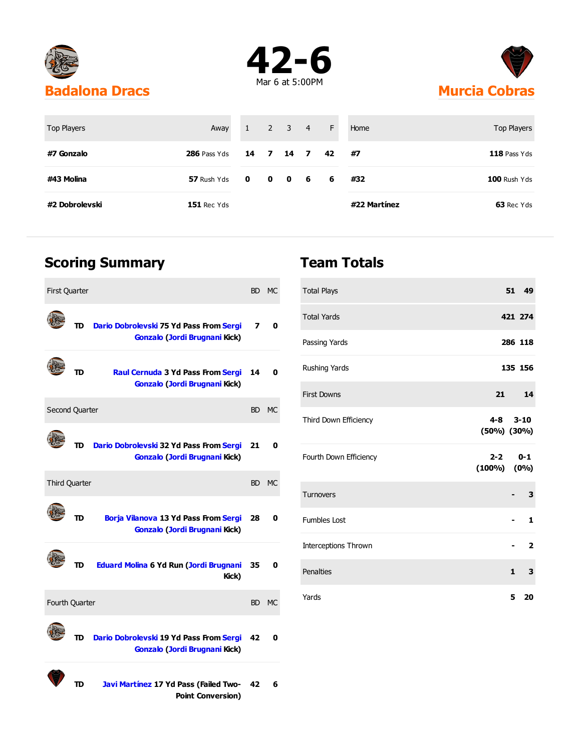**Badalona Dracs**

# 42-6

Mar 6 at 5:00PM

**Murcia Cobras**

| Top Players | Away | 1 | 2 | 3 | 4 | F | Home | Top Players |
|---|---|---|---|---|---|---|---|---|
| **#7 Gonzalo** | **286** Pass Yds | **14** | **7** | **14** | **7** | **42** | **#7** | **118** Pass Yds |
| **#43 Molina** | **57** Rush Yds | **0** | **0** | **0** | **6** | **6** | **#32** | **100** Rush Yds |
| **#2 Dobrolevski** | **151** Rec Yds | | | | | | **#22 Martínez** | **63** Rec Yds |

## Scoring Summary

| First Quarter | | BD | MC |
|---|---|---|---|
| TD | **Dario Dobrolevski 75 Yd Pass From Sergi Gonzalo (Jordi Brugnani Kick)** | 7 | 0 |
| TD | **Raul Cernuda 3 Yd Pass From Sergi Gonzalo (Jordi Brugnani Kick)** | 14 | 0 |
| **Second Quarter** | | **BD** | **MC** |
| TD | **Dario Dobrolevski 32 Yd Pass From Sergi Gonzalo (Jordi Brugnani Kick)** | 21 | 0 |
| **Third Quarter** | | **BD** | **MC** |
| TD | **Borja Vilanova 13 Yd Pass From Sergi Gonzalo (Jordi Brugnani Kick)** | 28 | 0 |
| TD | **Eduard Molina 6 Yd Run (Jordi Brugnani Kick)** | 35 | 0 |
| **Fourth Quarter** | | **BD** | **MC** |
| TD | **Dario Dobrolevski 19 Yd Pass From Sergi Gonzalo (Jordi Brugnani Kick)** | 42 | 0 |
| TD | **Javi Martínez 17 Yd Pass (Failed Two-Point Conversion)** | 42 | 6 |

## Team Totals

| | | |
|---|---|---|
| Total Plays | 51 | 49 |
| Total Yards | 421 | 274 |
| Passing Yards | 286 | 118 |
| Rushing Yards | 135 | 156 |
| First Downs | 21 | 14 |
| Third Down Efficiency | 4-8 (50%) | 3-10 (30%) |
| Fourth Down Efficiency | 2-2 (100%) | 0-1 (0%) |
| Turnovers | - | 3 |
| Fumbles Lost | - | 1 |
| Interceptions Thrown | - | 2 |
| Penalties | 1 | 3 |
| Yards | 5 | 20 |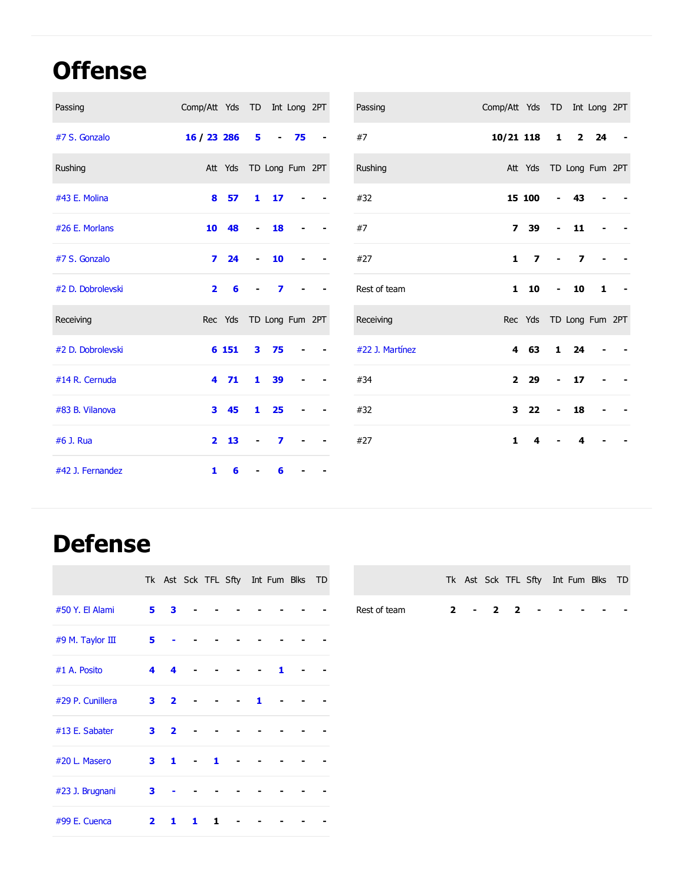# Offense

| Passing | Comp/Att | Yds | TD | Int | Long | 2PT |
|---|---|---|---|---|---|---|
| #7 S. Gonzalo | 16 / 23 | 286 | 5 | - | 75 | - |

| Rushing | Att | Yds | TD | Long | Fum | 2PT |
|---|---|---|---|---|---|---|
| #43 E. Molina | 8 | 57 | 1 | 17 | - | - |
| #26 E. Morlans | 10 | 48 | - | 18 | - | - |
| #7 S. Gonzalo | 7 | 24 | - | 10 | - | - |
| #2 D. Dobrolevski | 2 | 6 | - | 7 | - | - |

| Receiving | Rec | Yds | TD | Long | Fum | 2PT |
|---|---|---|---|---|---|---|
| #2 D. Dobrolevski | 6 | 151 | 3 | 75 | - | - |
| #14 R. Cernuda | 4 | 71 | 1 | 39 | - | - |
| #83 B. Vilanova | 3 | 45 | 1 | 25 | - | - |
| #6 J. Rua | 2 | 13 | - | 7 | - | - |
| #42 J. Fernandez | 1 | 6 | - | 6 | - | - |

| Passing | Comp/Att | Yds | TD | Int | Long | 2PT |
|---|---|---|---|---|---|---|
| #7 | 10/21 | 118 | 1 | 2 | 24 | - |

| Rushing | Att | Yds | TD | Long | Fum | 2PT |
|---|---|---|---|---|---|---|
| #32 | 15 | 100 | - | 43 | - | - |
| #7 | 7 | 39 | - | 11 | - | - |
| #27 | 1 | 7 | - | 7 | - | - |
| Rest of team | 1 | 10 | - | 10 | 1 | - |

| Receiving | Rec | Yds | TD | Long | Fum | 2PT |
|---|---|---|---|---|---|---|
| #22 J. Martínez | 4 | 63 | 1 | 24 | - | - |
| #34 | 2 | 29 | - | 17 | - | - |
| #32 | 3 | 22 | - | 18 | - | - |
| #27 | 1 | 4 | - | 4 | - | - |

# Defense

| | Tk | Ast | Sck | TFL | Sfty | Int | Fum | Blks | TD |
|---|---|---|---|---|---|---|---|---|---|
| #50 Y. El Alami | 5 | 3 | - | - | - | - | - | - | - |
| #9 M. Taylor III | 5 | - | - | - | - | - | - | - | - |
| #1 A. Posito | 4 | 4 | - | - | - | - | 1 | - | - |
| #29 P. Cunillera | 3 | 2 | - | - | - | 1 | - | - | - |
| #13 E. Sabater | 3 | 2 | - | - | - | - | - | - | - |
| #20 L. Masero | 3 | 1 | - | 1 | - | - | - | - | - |
| #23 J. Brugnani | 3 | - | - | - | - | - | - | - | - |
| #99 E. Cuenca | 2 | 1 | 1 | 1 | - | - | - | - | - |

| | Tk | Ast | Sck | TFL | Sfty | Int | Fum | Blks | TD |
|---|---|---|---|---|---|---|---|---|---|
| Rest of team | 2 | - | 2 | 2 | - | - | - | - | - |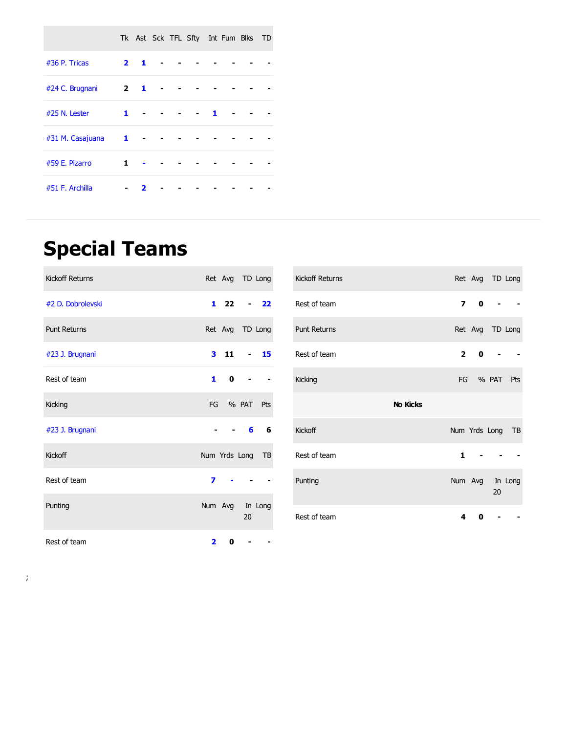| | Tk | Ast | Sck | TFL | Sfty | Int | Fum | Blks | TD |
|---|---|---|---|---|---|---|---|---|---|
| #36 P. Tricas | 2 | 1 | - | - | - | - | - | - | - |
| #24 C. Brugnani | 2 | 1 | - | - | - | - | - | - | - |
| #25 N. Lester | 1 | - | - | - | - | 1 | - | - | - |
| #31 M. Casajuana | 1 | - | - | - | - | - | - | - | - |
| #59 E. Pizarro | 1 | - | - | - | - | - | - | - | - |
| #51 F. Archilla | - | 2 | - | - | - | - | - | - | - |

# Special Teams

| Kickoff Returns | Ret | Avg | TD | Long |
|---|---|---|---|---|
| #2 D. Dobrolevski | 1 | 22 | - | 22 |
| **Punt Returns** | **Ret** | **Avg** | **TD** | **Long** |
| #23 J. Brugnani | 3 | 11 | - | 15 |
| Rest of team | 1 | 0 | - | - |
| **Kicking** | **FG** | **%** | **PAT** | **Pts** |
| #23 J. Brugnani | - | - | 6 | 6 |
| **Kickoff** | **Num** | **Yrds** | **Long** | **TB** |
| Rest of team | 7 | - | - | - |
| **Punting** | **Num** | **Avg** | **In 20** | **Long** |
| Rest of team | 2 | 0 | - | - |

| Kickoff Returns | Ret | Avg | TD | Long |
|---|---|---|---|---|
| Rest of team | 7 | 0 | - | - |
| **Punt Returns** | **Ret** | **Avg** | **TD** | **Long** |
| Rest of team | 2 | 0 | - | - |
| **Kicking** | **FG** | **%** | **PAT** | **Pts** |
| No Kicks | | | | |
| **Kickoff** | **Num** | **Yrds** | **Long** | **TB** |
| Rest of team | 1 | - | - | - |
| **Punting** | **Num** | **Avg** | **In 20** | **Long** |
| Rest of team | 4 | 0 | - | - |

;